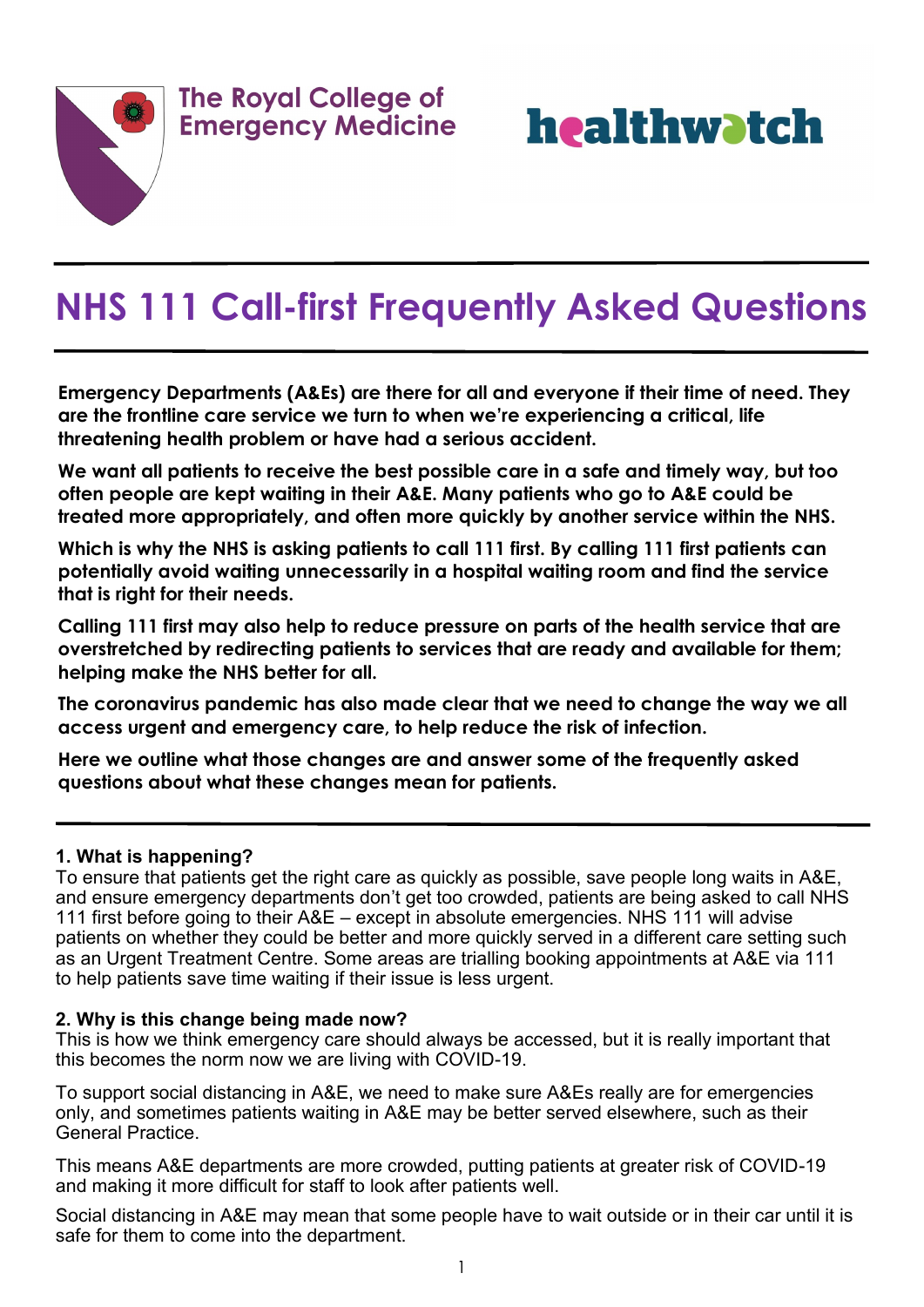The Royal College of Emergency Medicine

healthwatch

# NHS 111 Call-first Frequently Asked Questions

**Emergency Departments (A&Es) are there for all and everyone if their time of need. They are the frontline care service we turn to when we're experiencing a critical, life threatening health problem or have had a serious accident.**

**We want all patients to receive the best possible care in a safe and timely way, but too often people are kept waiting in their A&E. Many patients who go to A&E could be treated more appropriately, and often more quickly by another service within the NHS.**

**Which is why the NHS is asking patients to call 111 first. By calling 111 first patients can potentially avoid waiting unnecessarily in a hospital waiting room and find the service that is right for their needs.**

**Calling 111 first may also help to reduce pressure on parts of the health service that are overstretched by redirecting patients to services that are ready and available for them; helping make the NHS better for all.**

**The coronavirus pandemic has also made clear that we need to change the way we all access urgent and emergency care, to help reduce the risk of infection.**

**Here we outline what those changes are and answer some of the frequently asked questions about what these changes mean for patients.**

---

**1. What is happening?**

To ensure that patients get the right care as quickly as possible, save people long waits in A&E, and ensure emergency departments don't get too crowded, patients are being asked to call NHS 111 first before going to their A&E – except in absolute emergencies. NHS 111 will advise patients on whether they could be better and more quickly served in a different care setting such as an Urgent Treatment Centre. Some areas are trialling booking appointments at A&E via 111 to help patients save time waiting if their issue is less urgent.

**2. Why is this change being made now?**

This is how we think emergency care should always be accessed, but it is really important that this becomes the norm now we are living with COVID-19.

To support social distancing in A&E, we need to make sure A&Es really are for emergencies only, and sometimes patients waiting in A&E may be better served elsewhere, such as their General Practice.

This means A&E departments are more crowded, putting patients at greater risk of COVID-19 and making it more difficult for staff to look after patients well.

Social distancing in A&E may mean that some people have to wait outside or in their car until it is safe for them to come into the department.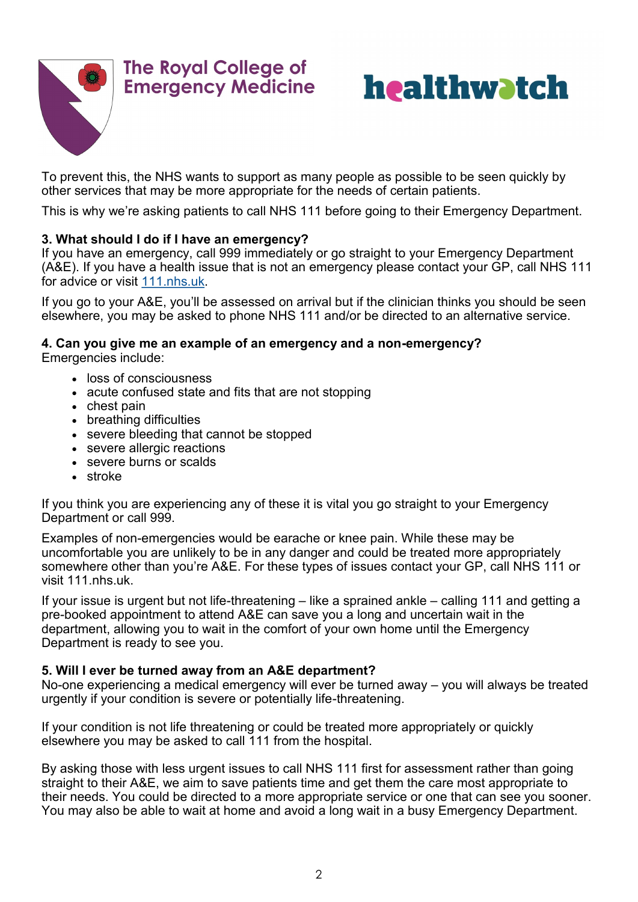To prevent this, the NHS wants to support as many people as possible to be seen quickly by other services that may be more appropriate for the needs of certain patients.

This is why we're asking patients to call NHS 111 before going to their Emergency Department.

**3. What should I do if I have an emergency?**

If you have an emergency, call 999 immediately or go straight to your Emergency Department (A&E). If you have a health issue that is not an emergency please contact your GP, call NHS 111 for advice or visit [111.nhs.uk](https://111.nhs.uk).

If you go to your A&E, you'll be assessed on arrival but if the clinician thinks you should be seen elsewhere, you may be asked to phone NHS 111 and/or be directed to an alternative service.

**4. Can you give me an example of an emergency and a non-emergency?**

Emergencies include:

- loss of consciousness
- acute confused state and fits that are not stopping
- chest pain
- breathing difficulties
- severe bleeding that cannot be stopped
- severe allergic reactions
- severe burns or scalds
- stroke

If you think you are experiencing any of these it is vital you go straight to your Emergency Department or call 999.

Examples of non-emergencies would be earache or knee pain. While these may be uncomfortable you are unlikely to be in any danger and could be treated more appropriately somewhere other than you're A&E. For these types of issues contact your GP, call NHS 111 or visit 111.nhs.uk.

If your issue is urgent but not life-threatening – like a sprained ankle – calling 111 and getting a pre-booked appointment to attend A&E can save you a long and uncertain wait in the department, allowing you to wait in the comfort of your own home until the Emergency Department is ready to see you.

**5. Will I ever be turned away from an A&E department?**

No-one experiencing a medical emergency will ever be turned away – you will always be treated urgently if your condition is severe or potentially life-threatening.

If your condition is not life threatening or could be treated more appropriately or quickly elsewhere you may be asked to call 111 from the hospital.

By asking those with less urgent issues to call NHS 111 first for assessment rather than going straight to their A&E, we aim to save patients time and get them the care most appropriate to their needs. You could be directed to a more appropriate service or one that can see you sooner. You may also be able to wait at home and avoid a long wait in a busy Emergency Department.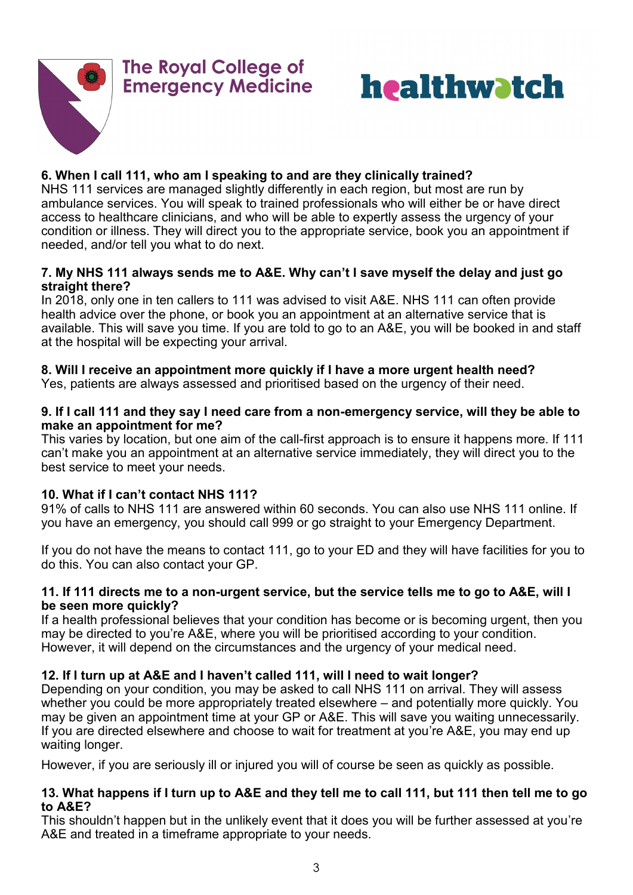**6. When I call 111, who am I speaking to and are they clinically trained?**

NHS 111 services are managed slightly differently in each region, but most are run by ambulance services. You will speak to trained professionals who will either be or have direct access to healthcare clinicians, and who will be able to expertly assess the urgency of your condition or illness. They will direct you to the appropriate service, book you an appointment if needed, and/or tell you what to do next.

**7. My NHS 111 always sends me to A&E. Why can't I save myself the delay and just go straight there?**

In 2018, only one in ten callers to 111 was advised to visit A&E. NHS 111 can often provide health advice over the phone, or book you an appointment at an alternative service that is available. This will save you time. If you are told to go to an A&E, you will be booked in and staff at the hospital will be expecting your arrival.

**8. Will I receive an appointment more quickly if I have a more urgent health need?**

Yes, patients are always assessed and prioritised based on the urgency of their need.

**9. If I call 111 and they say I need care from a non-emergency service, will they be able to make an appointment for me?**

This varies by location, but one aim of the call-first approach is to ensure it happens more. If 111 can't make you an appointment at an alternative service immediately, they will direct you to the best service to meet your needs.

**10. What if I can't contact NHS 111?**

91% of calls to NHS 111 are answered within 60 seconds. You can also use NHS 111 online. If you have an emergency, you should call 999 or go straight to your Emergency Department.

If you do not have the means to contact 111, go to your ED and they will have facilities for you to do this. You can also contact your GP.

**11. If 111 directs me to a non-urgent service, but the service tells me to go to A&E, will I be seen more quickly?**

If a health professional believes that your condition has become or is becoming urgent, then you may be directed to you're A&E, where you will be prioritised according to your condition. However, it will depend on the circumstances and the urgency of your medical need.

**12. If I turn up at A&E and I haven't called 111, will I need to wait longer?**

Depending on your condition, you may be asked to call NHS 111 on arrival. They will assess whether you could be more appropriately treated elsewhere – and potentially more quickly. You may be given an appointment time at your GP or A&E. This will save you waiting unnecessarily. If you are directed elsewhere and choose to wait for treatment at you're A&E, you may end up waiting longer.

However, if you are seriously ill or injured you will of course be seen as quickly as possible.

**13. What happens if I turn up to A&E and they tell me to call 111, but 111 then tell me to go to A&E?**

This shouldn't happen but in the unlikely event that it does you will be further assessed at you're A&E and treated in a timeframe appropriate to your needs.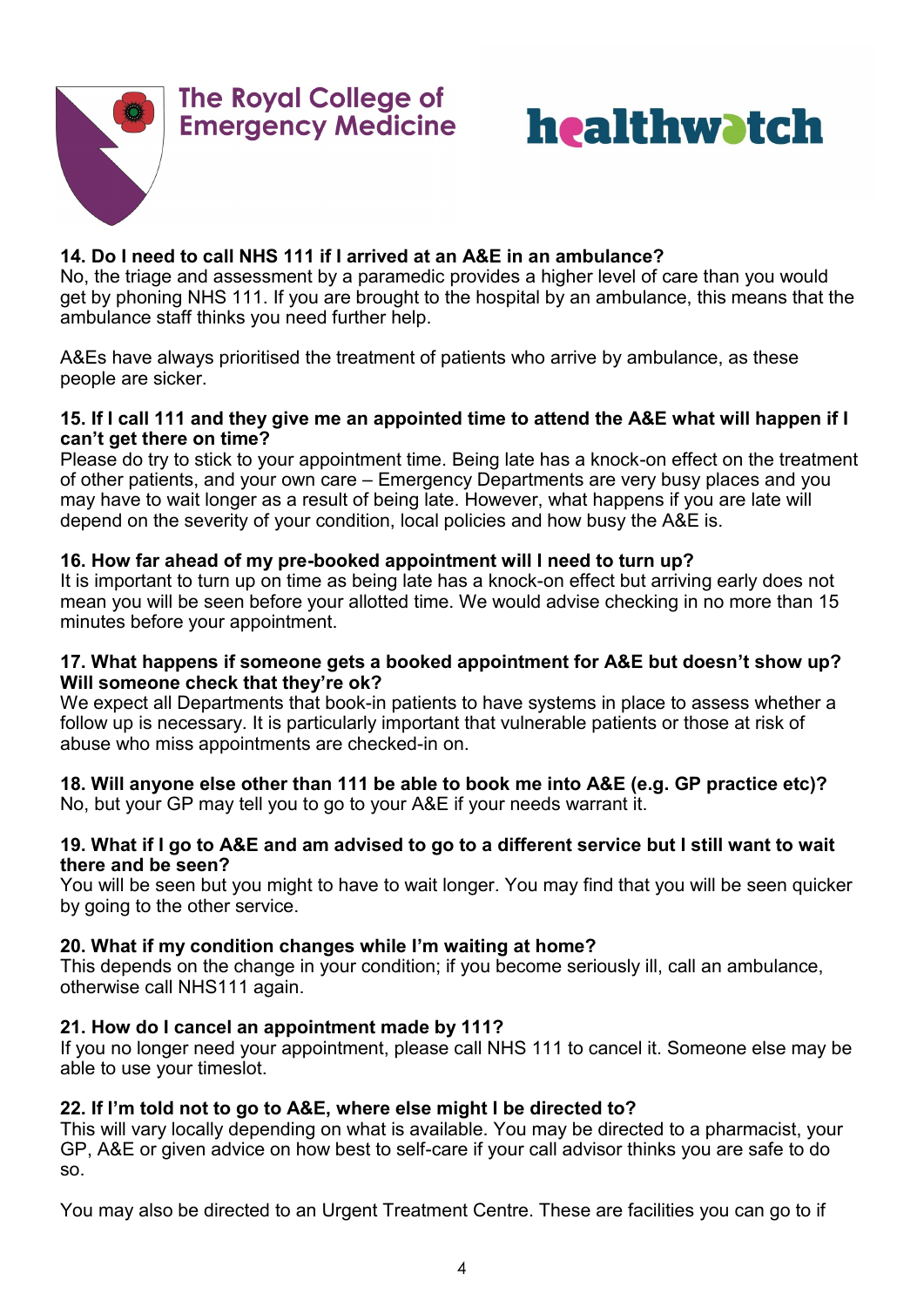The Royal College of Emergency Medicine

healthwatch

**14. Do I need to call NHS 111 if I arrived at an A&E in an ambulance?**
No, the triage and assessment by a paramedic provides a higher level of care than you would get by phoning NHS 111. If you are brought to the hospital by an ambulance, this means that the ambulance staff thinks you need further help.

A&Es have always prioritised the treatment of patients who arrive by ambulance, as these people are sicker.

**15. If I call 111 and they give me an appointed time to attend the A&E what will happen if I can't get there on time?**
Please do try to stick to your appointment time. Being late has a knock-on effect on the treatment of other patients, and your own care – Emergency Departments are very busy places and you may have to wait longer as a result of being late. However, what happens if you are late will depend on the severity of your condition, local policies and how busy the A&E is.

**16. How far ahead of my pre-booked appointment will I need to turn up?**
It is important to turn up on time as being late has a knock-on effect but arriving early does not mean you will be seen before your allotted time. We would advise checking in no more than 15 minutes before your appointment.

**17. What happens if someone gets a booked appointment for A&E but doesn't show up? Will someone check that they're ok?**
We expect all Departments that book-in patients to have systems in place to assess whether a follow up is necessary. It is particularly important that vulnerable patients or those at risk of abuse who miss appointments are checked-in on.

**18. Will anyone else other than 111 be able to book me into A&E (e.g. GP practice etc)?**
No, but your GP may tell you to go to your A&E if your needs warrant it.

**19. What if I go to A&E and am advised to go to a different service but I still want to wait there and be seen?**
You will be seen but you might to have to wait longer. You may find that you will be seen quicker by going to the other service.

**20. What if my condition changes while I'm waiting at home?**
This depends on the change in your condition; if you become seriously ill, call an ambulance, otherwise call NHS111 again.

**21. How do I cancel an appointment made by 111?**
If you no longer need your appointment, please call NHS 111 to cancel it. Someone else may be able to use your timeslot.

**22. If I'm told not to go to A&E, where else might I be directed to?**
This will vary locally depending on what is available. You may be directed to a pharmacist, your GP, A&E or given advice on how best to self-care if your call advisor thinks you are safe to do so.

You may also be directed to an Urgent Treatment Centre. These are facilities you can go to if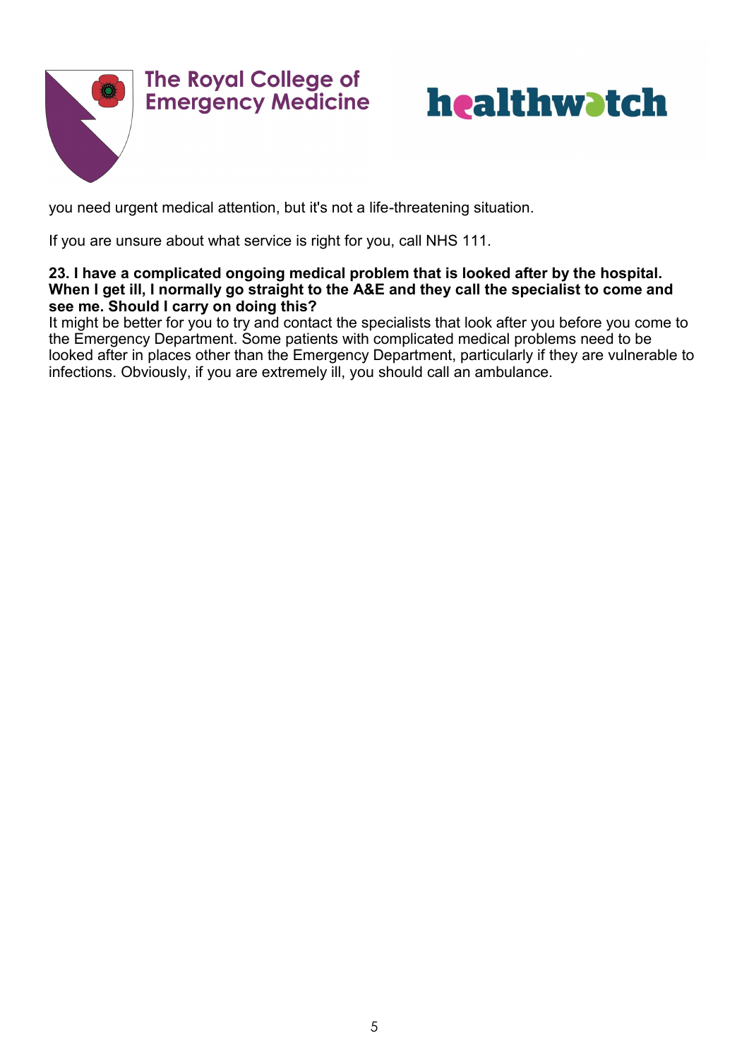you need urgent medical attention, but it's not a life-threatening situation.

If you are unsure about what service is right for you, call NHS 111.

**23. I have a complicated ongoing medical problem that is looked after by the hospital. When I get ill, I normally go straight to the A&E and they call the specialist to come and see me. Should I carry on doing this?**

It might be better for you to try and contact the specialists that look after you before you come to the Emergency Department. Some patients with complicated medical problems need to be looked after in places other than the Emergency Department, particularly if they are vulnerable to infections. Obviously, if you are extremely ill, you should call an ambulance.